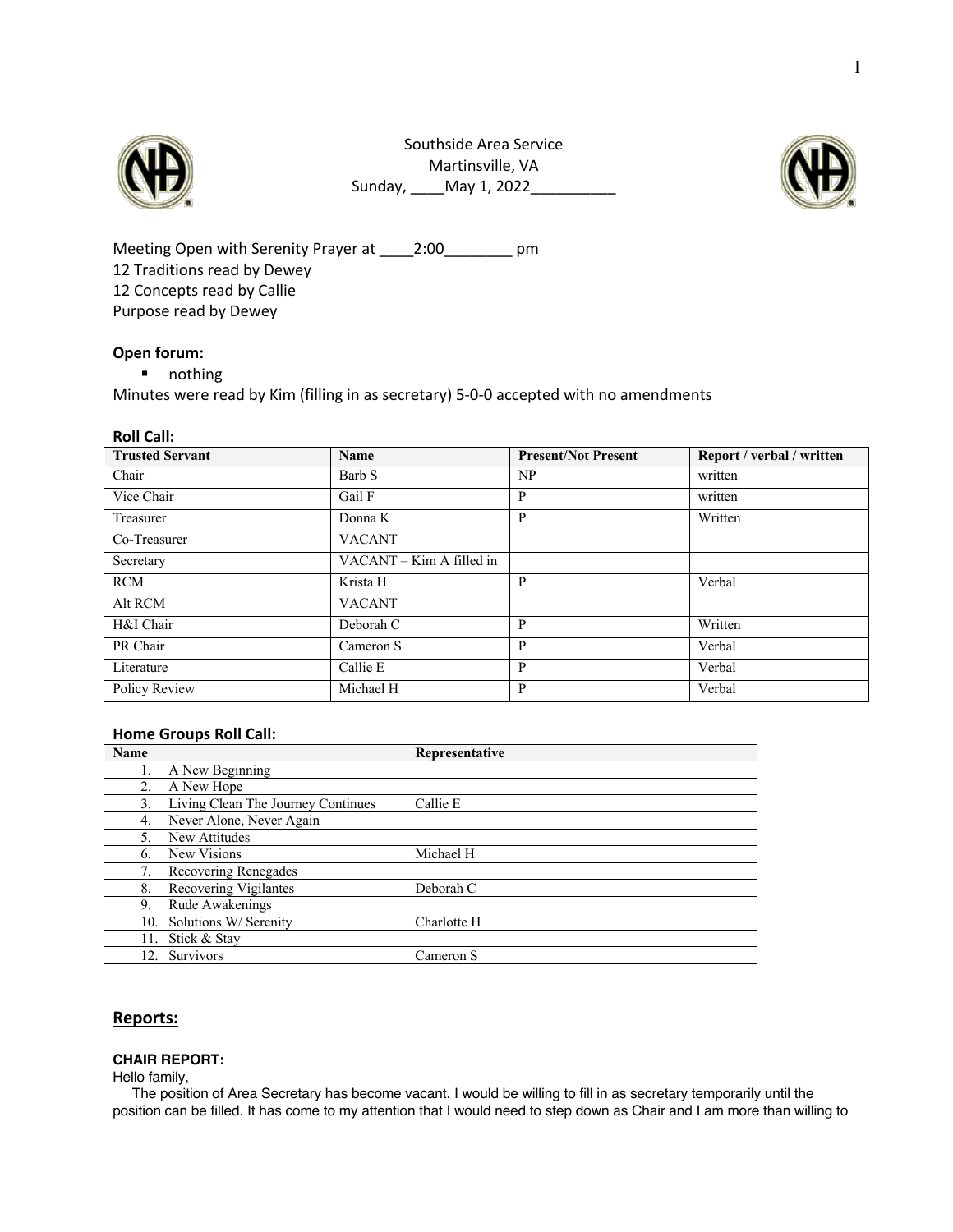Southside Area Service
Martinsville, VA
Sunday, ____May 1, 2022__________

Meeting Open with Serenity Prayer at ____2:00________ pm
12 Traditions read by Dewey
12 Concepts read by Callie
Purpose read by Dewey

**Open forum:**

- nothing

Minutes were read by Kim (filling in as secretary) 5-0-0 accepted with no amendments

**Roll Call:**

| Trusted Servant | Name | Present/Not Present | Report / verbal / written |
|---|---|---|---|
| Chair | Barb S | NP | written |
| Vice Chair | Gail F | P | written |
| Treasurer | Donna K | P | Written |
| Co-Treasurer | VACANT | | |
| Secretary | VACANT – Kim A filled in | | |
| RCM | Krista H | P | Verbal |
| Alt RCM | VACANT | | |
| H&I Chair | Deborah C | P | Written |
| PR Chair | Cameron S | P | Verbal |
| Literature | Callie E | P | Verbal |
| Policy Review | Michael H | P | Verbal |

**Home Groups Roll Call:**

| Name | Representative |
|---|---|
| 1. A New Beginning | |
| 2. A New Hope | |
| 3. Living Clean The Journey Continues | Callie E |
| 4. Never Alone, Never Again | |
| 5. New Attitudes | |
| 6. New Visions | Michael H |
| 7. Recovering Renegades | |
| 8. Recovering Vigilantes | Deborah C |
| 9. Rude Awakenings | |
| 10. Solutions W/ Serenity | Charlotte H |
| 11. Stick & Stay | |
| 12. Survivors | Cameron S |

## Reports:

**CHAIR REPORT:**

Hello family,

The position of Area Secretary has become vacant. I would be willing to fill in as secretary temporarily until the position can be filled. It has come to my attention that I would need to step down as Chair and I am more than willing to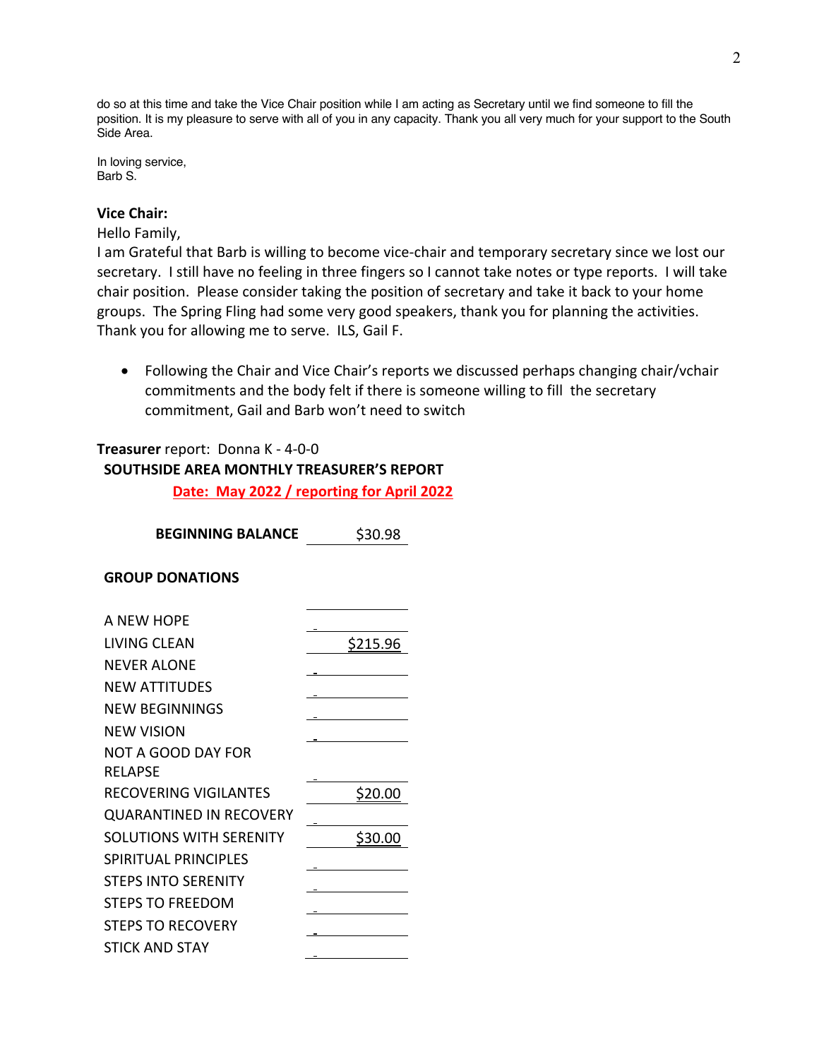do so at this time and take the Vice Chair position while I am acting as Secretary until we find someone to fill the position. It is my pleasure to serve with all of you in any capacity. Thank you all very much for your support to the South Side Area.

In loving service,
Barb S.

**Vice Chair:**

Hello Family,

I am Grateful that Barb is willing to become vice-chair and temporary secretary since we lost our secretary. I still have no feeling in three fingers so I cannot take notes or type reports. I will take chair position. Please consider taking the position of secretary and take it back to your home groups. The Spring Fling had some very good speakers, thank you for planning the activities. Thank you for allowing me to serve. ILS, Gail F.

- Following the Chair and Vice Chair's reports we discussed perhaps changing chair/vchair commitments and the body felt if there is someone willing to fill the secretary commitment, Gail and Barb won't need to switch

**Treasurer** report: Donna K - 4-0-0

**SOUTHSIDE AREA MONTHLY TREASURER'S REPORT**

**Date: May 2022 / reporting for April 2022**

| **BEGINNING BALANCE** | $30.98 |
|---|---|

**GROUP DONATIONS**

| Group | Amount |
|---|---|
| A NEW HOPE | - |
| LIVING CLEAN | $215.96 |
| NEVER ALONE | - |
| NEW ATTITUDES | - |
| NEW BEGINNINGS | - |
| NEW VISION | - |
| NOT A GOOD DAY FOR RELAPSE | - |
| RECOVERING VIGILANTES | $20.00 |
| QUARANTINED IN RECOVERY | - |
| SOLUTIONS WITH SERENITY | $30.00 |
| SPIRITUAL PRINCIPLES | - |
| STEPS INTO SERENITY | - |
| STEPS TO FREEDOM | - |
| STEPS TO RECOVERY | - |
| STICK AND STAY | - |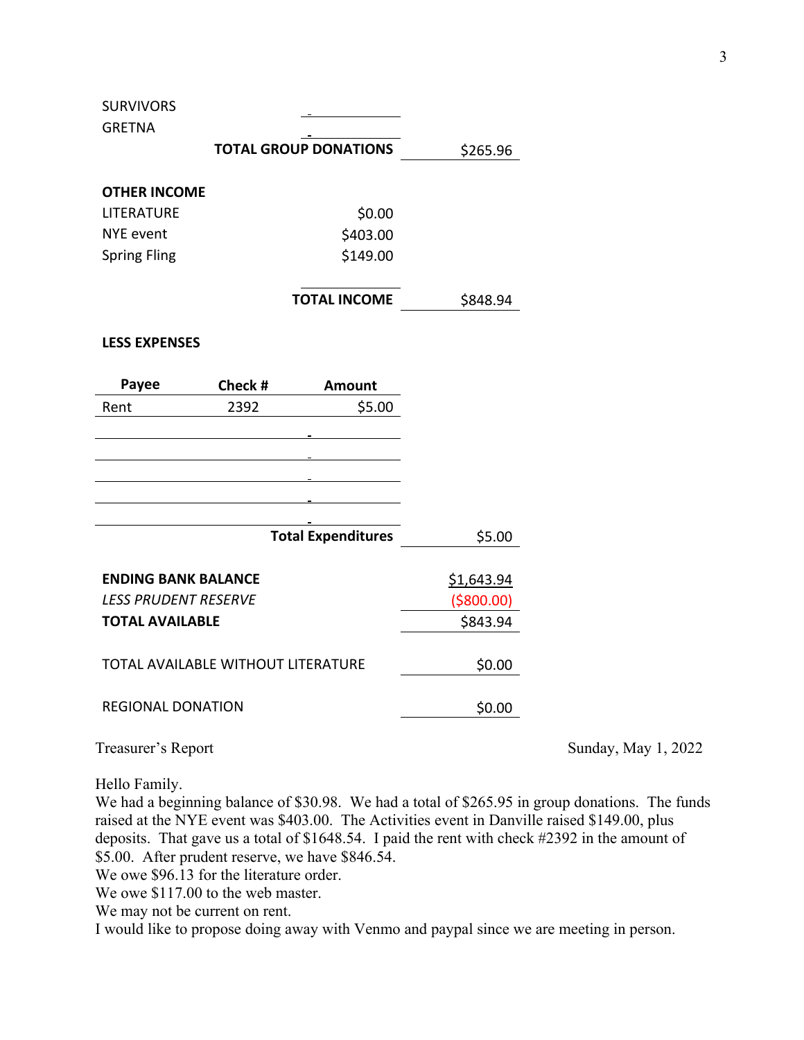| | | |
|---|---|---|
| SURVIVORS | - | |
| GRETNA | - | |
| | **TOTAL GROUP DONATIONS** | $265.96 |

**OTHER INCOME**

| | | |
|---|---|---|
| LITERATURE | $0.00 | |
| NYE event | $403.00 | |
| Spring Fling | $149.00 | |
| | **TOTAL INCOME** | $848.94 |

**LESS EXPENSES**

| Payee | Check # | Amount |
|---|---|---|
| Rent | 2392 | $5.00 |
| | | - |
| | | - |
| | | - |
| | | - |
| | | - |

| | |
|---|---|
| **Total Expenditures** | $5.00 |

| | |
|---|---|
| **ENDING BANK BALANCE** | $1,643.94 |
| ***LESS PRUDENT RESERVE*** | ($800.00) |
| **TOTAL AVAILABLE** | $843.94 |
| TOTAL AVAILABLE WITHOUT LITERATURE | $0.00 |
| REGIONAL DONATION | $0.00 |

Treasurer's Report

Sunday, May 1, 2022

Hello Family.
We had a beginning balance of $30.98. We had a total of $265.95 in group donations. The funds raised at the NYE event was $403.00. The Activities event in Danville raised $149.00, plus deposits. That gave us a total of $1648.54. I paid the rent with check #2392 in the amount of $5.00. After prudent reserve, we have $846.54.
We owe $96.13 for the literature order.
We owe $117.00 to the web master.
We may not be current on rent.
I would like to propose doing away with Venmo and paypal since we are meeting in person.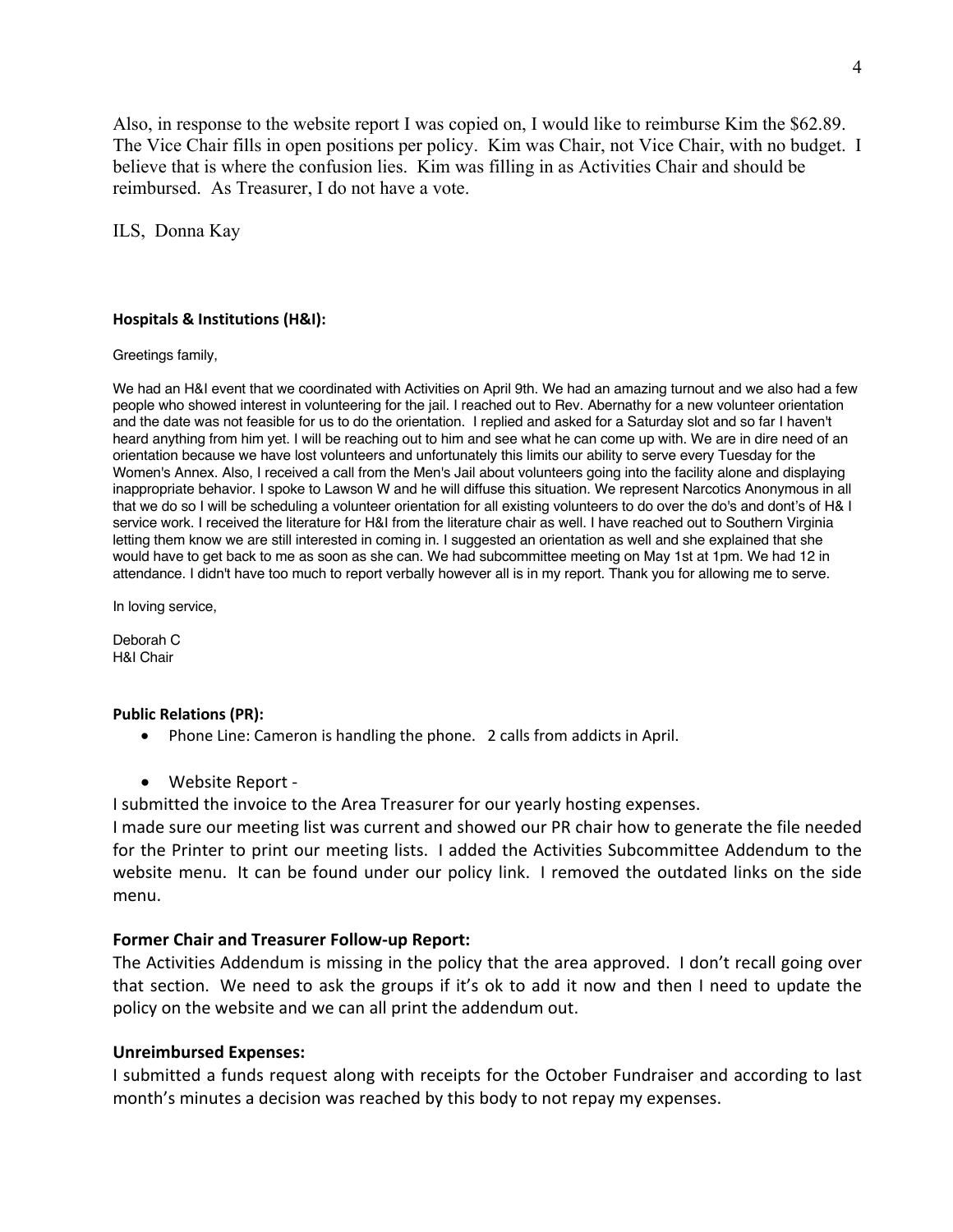Also, in response to the website report I was copied on, I would like to reimburse Kim the $62.89. The Vice Chair fills in open positions per policy. Kim was Chair, not Vice Chair, with no budget. I believe that is where the confusion lies. Kim was filling in as Activities Chair and should be reimbursed. As Treasurer, I do not have a vote.

ILS, Donna Kay

**Hospitals & Institutions (H&I):**

Greetings family,

We had an H&I event that we coordinated with Activities on April 9th. We had an amazing turnout and we also had a few people who showed interest in volunteering for the jail. I reached out to Rev. Abernathy for a new volunteer orientation and the date was not feasible for us to do the orientation. I replied and asked for a Saturday slot and so far I haven't heard anything from him yet. I will be reaching out to him and see what he can come up with. We are in dire need of an orientation because we have lost volunteers and unfortunately this limits our ability to serve every Tuesday for the Women's Annex. Also, I received a call from the Men's Jail about volunteers going into the facility alone and displaying inappropriate behavior. I spoke to Lawson W and he will diffuse this situation. We represent Narcotics Anonymous in all that we do so I will be scheduling a volunteer orientation for all existing volunteers to do over the do's and dont's of H& I service work. I received the literature for H&I from the literature chair as well. I have reached out to Southern Virginia letting them know we are still interested in coming in. I suggested an orientation as well and she explained that she would have to get back to me as soon as she can. We had subcommittee meeting on May 1st at 1pm. We had 12 in attendance. I didn't have too much to report verbally however all is in my report. Thank you for allowing me to serve.

In loving service,

Deborah C
H&I Chair

**Public Relations (PR):**

- Phone Line: Cameron is handling the phone. 2 calls from addicts in April.
- Website Report -

I submitted the invoice to the Area Treasurer for our yearly hosting expenses.
I made sure our meeting list was current and showed our PR chair how to generate the file needed for the Printer to print our meeting lists. I added the Activities Subcommittee Addendum to the website menu. It can be found under our policy link. I removed the outdated links on the side menu.

**Former Chair and Treasurer Follow-up Report:**

The Activities Addendum is missing in the policy that the area approved. I don't recall going over that section. We need to ask the groups if it's ok to add it now and then I need to update the policy on the website and we can all print the addendum out.

**Unreimbursed Expenses:**

I submitted a funds request along with receipts for the October Fundraiser and according to last month's minutes a decision was reached by this body to not repay my expenses.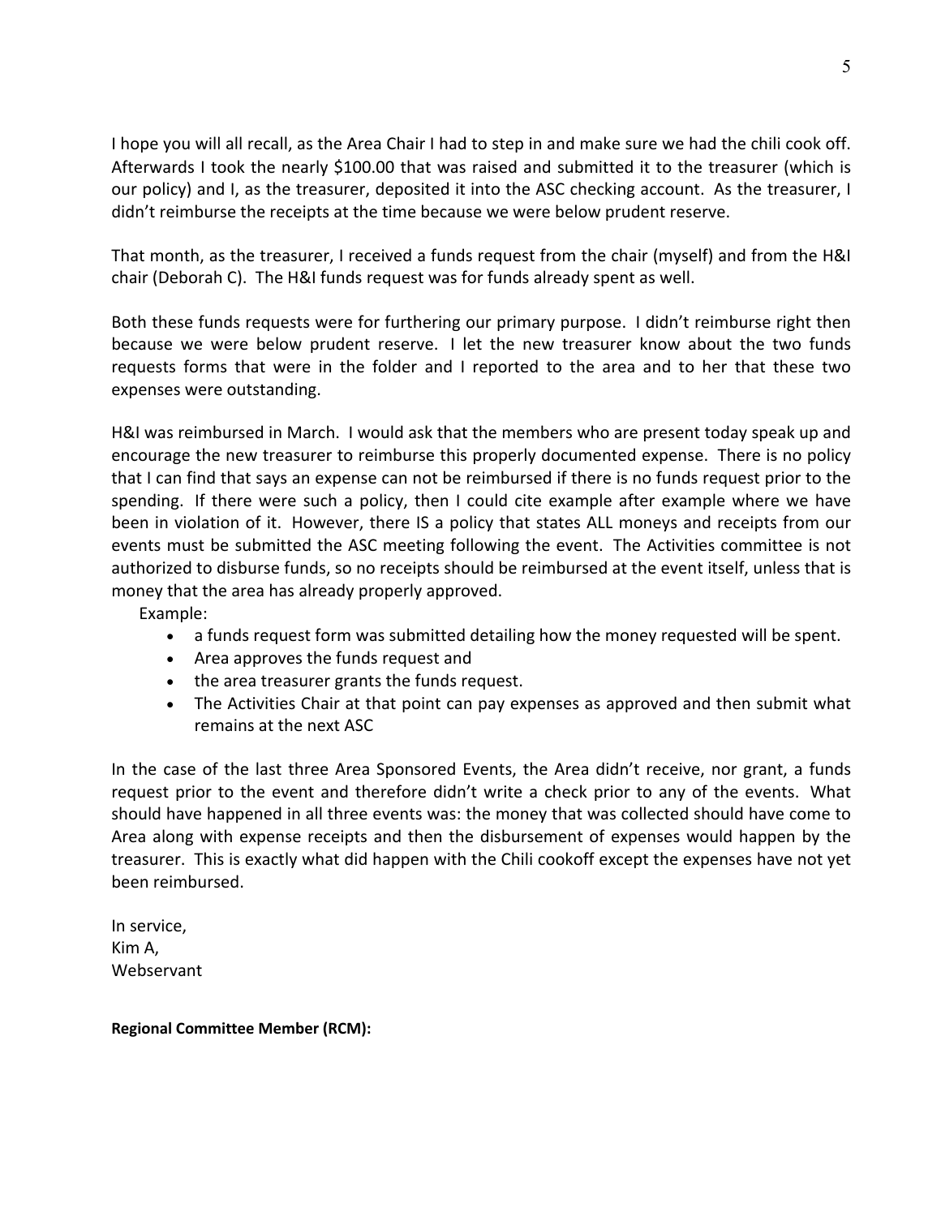I hope you will all recall, as the Area Chair I had to step in and make sure we had the chili cook off. Afterwards I took the nearly $100.00 that was raised and submitted it to the treasurer (which is our policy) and I, as the treasurer, deposited it into the ASC checking account. As the treasurer, I didn't reimburse the receipts at the time because we were below prudent reserve.

That month, as the treasurer, I received a funds request from the chair (myself) and from the H&I chair (Deborah C). The H&I funds request was for funds already spent as well.

Both these funds requests were for furthering our primary purpose. I didn't reimburse right then because we were below prudent reserve. I let the new treasurer know about the two funds requests forms that were in the folder and I reported to the area and to her that these two expenses were outstanding.

H&I was reimbursed in March. I would ask that the members who are present today speak up and encourage the new treasurer to reimburse this properly documented expense. There is no policy that I can find that says an expense can not be reimbursed if there is no funds request prior to the spending. If there were such a policy, then I could cite example after example where we have been in violation of it. However, there IS a policy that states ALL moneys and receipts from our events must be submitted the ASC meeting following the event. The Activities committee is not authorized to disburse funds, so no receipts should be reimbursed at the event itself, unless that is money that the area has already properly approved.

Example:

- a funds request form was submitted detailing how the money requested will be spent.
- Area approves the funds request and
- the area treasurer grants the funds request.
- The Activities Chair at that point can pay expenses as approved and then submit what remains at the next ASC

In the case of the last three Area Sponsored Events, the Area didn't receive, nor grant, a funds request prior to the event and therefore didn't write a check prior to any of the events. What should have happened in all three events was: the money that was collected should have come to Area along with expense receipts and then the disbursement of expenses would happen by the treasurer. This is exactly what did happen with the Chili cookoff except the expenses have not yet been reimbursed.

In service,
Kim A,
Webservant

**Regional Committee Member (RCM):**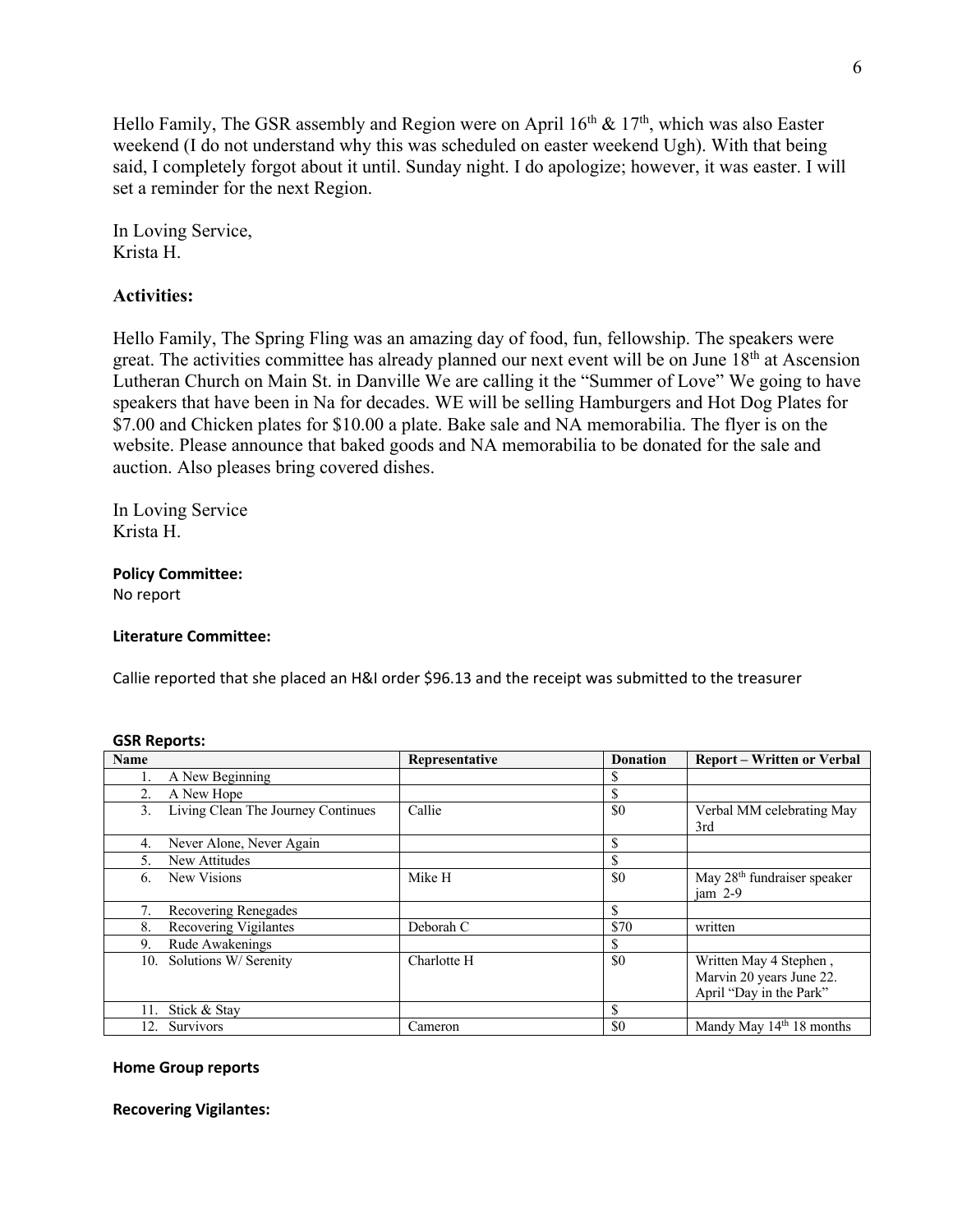Hello Family, The GSR assembly and Region were on April 16th & 17th, which was also Easter weekend (I do not understand why this was scheduled on easter weekend Ugh). With that being said, I completely forgot about it until. Sunday night. I do apologize; however, it was easter. I will set a reminder for the next Region.

In Loving Service,
Krista H.

### Activities:

Hello Family, The Spring Fling was an amazing day of food, fun, fellowship. The speakers were great. The activities committee has already planned our next event will be on June 18th at Ascension Lutheran Church on Main St. in Danville We are calling it the "Summer of Love" We going to have speakers that have been in Na for decades. WE will be selling Hamburgers and Hot Dog Plates for $7.00 and Chicken plates for $10.00 a plate. Bake sale and NA memorabilia. The flyer is on the website. Please announce that baked goods and NA memorabilia to be donated for the sale and auction. Also pleases bring covered dishes.

In Loving Service
Krista H.

**Policy Committee:**
No report

**Literature Committee:**

Callie reported that she placed an H&I order $96.13 and the receipt was submitted to the treasurer

**GSR Reports:**

| Name | Representative | Donation | Report – Written or Verbal |
|---|---|---|---|
| 1. A New Beginning | | $ | |
| 2. A New Hope | | $ | |
| 3. Living Clean The Journey Continues | Callie | $0 | Verbal MM celebrating May 3rd |
| 4. Never Alone, Never Again | | $ | |
| 5. New Attitudes | | $ | |
| 6. New Visions | Mike H | $0 | May 28th fundraiser speaker jam 2-9 |
| 7. Recovering Renegades | | $ | |
| 8. Recovering Vigilantes | Deborah C | $70 | written |
| 9. Rude Awakenings | | $ | |
| 10. Solutions W/ Serenity | Charlotte H | $0 | Written May 4 Stephen , Marvin 20 years June 22. April "Day in the Park" |
| 11. Stick & Stay | | $ | |
| 12. Survivors | Cameron | $0 | Mandy May 14th 18 months |

**Home Group reports**

**Recovering Vigilantes:**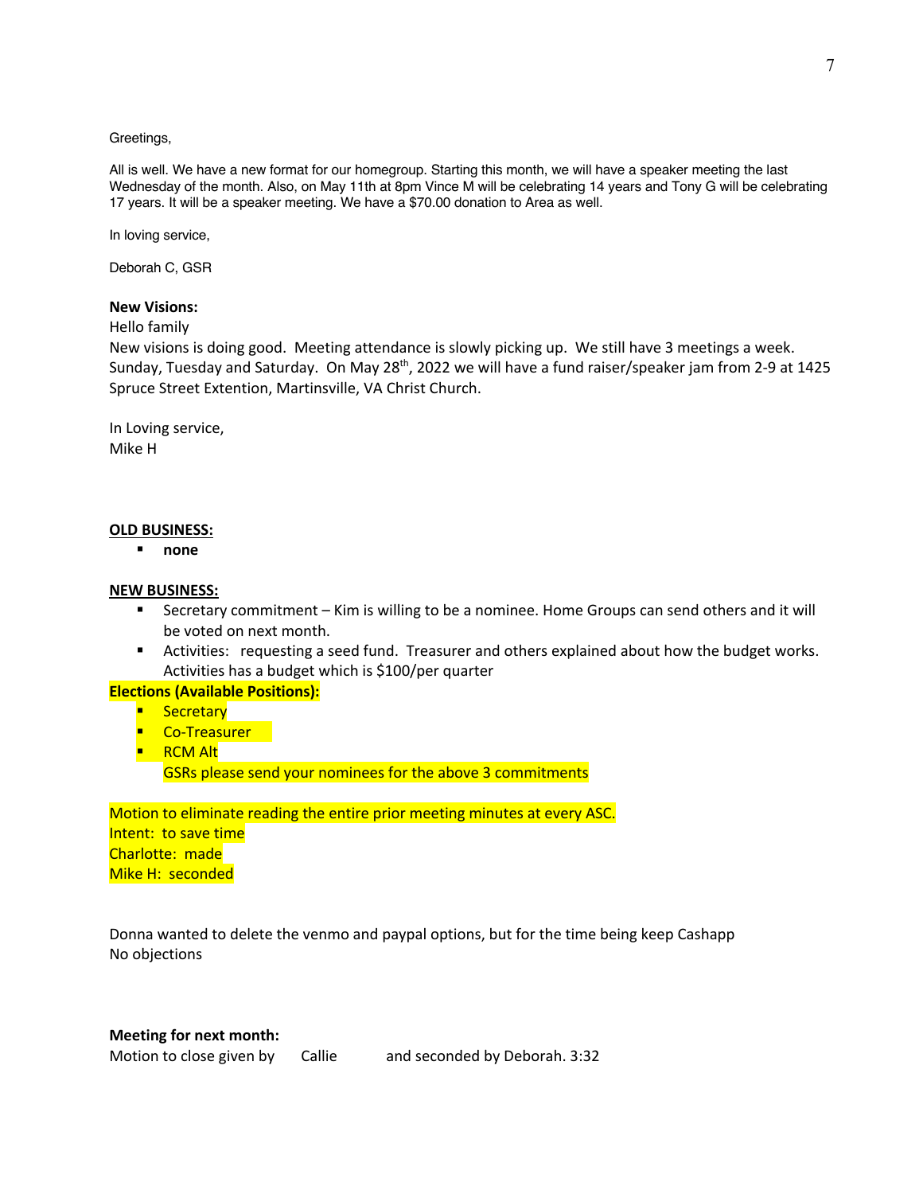Greetings,

All is well. We have a new format for our homegroup. Starting this month, we will have a speaker meeting the last Wednesday of the month. Also, on May 11th at 8pm Vince M will be celebrating 14 years and Tony G will be celebrating 17 years. It will be a speaker meeting. We have a $70.00 donation to Area as well.

In loving service,

Deborah C, GSR

**New Visions:**

Hello family

New visions is doing good. Meeting attendance is slowly picking up. We still have 3 meetings a week. Sunday, Tuesday and Saturday. On May 28th, 2022 we will have a fund raiser/speaker jam from 2-9 at 1425 Spruce Street Extention, Martinsville, VA Christ Church.

In Loving service,
Mike H

**OLD BUSINESS:**

- **none**

**NEW BUSINESS:**

- Secretary commitment – Kim is willing to be a nominee. Home Groups can send others and it will be voted on next month.
- Activities: requesting a seed fund. Treasurer and others explained about how the budget works. Activities has a budget which is $100/per quarter

**Elections (Available Positions):**

- Secretary
- Co-Treasurer
- RCM Alt

GSRs please send your nominees for the above 3 commitments

Motion to eliminate reading the entire prior meeting minutes at every ASC.
Intent: to save time
Charlotte: made
Mike H: seconded

Donna wanted to delete the venmo and paypal options, but for the time being keep Cashapp
No objections

**Meeting for next month:**

Motion to close given by Callie and seconded by Deborah. 3:32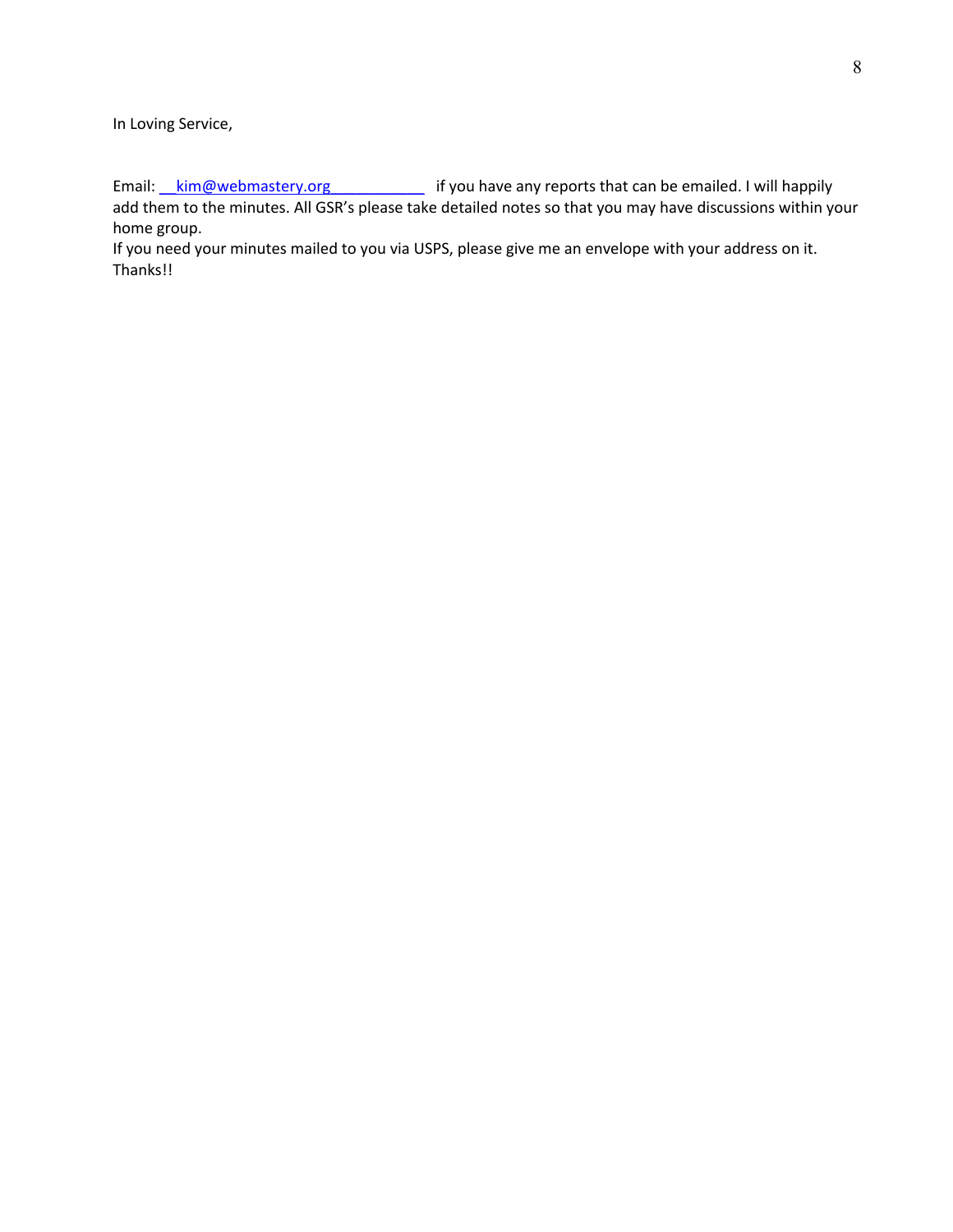In Loving Service,

Email: __kim@webmastery.org___________ if you have any reports that can be emailed. I will happily add them to the minutes. All GSR's please take detailed notes so that you may have discussions within your home group.

If you need your minutes mailed to you via USPS, please give me an envelope with your address on it. Thanks!!